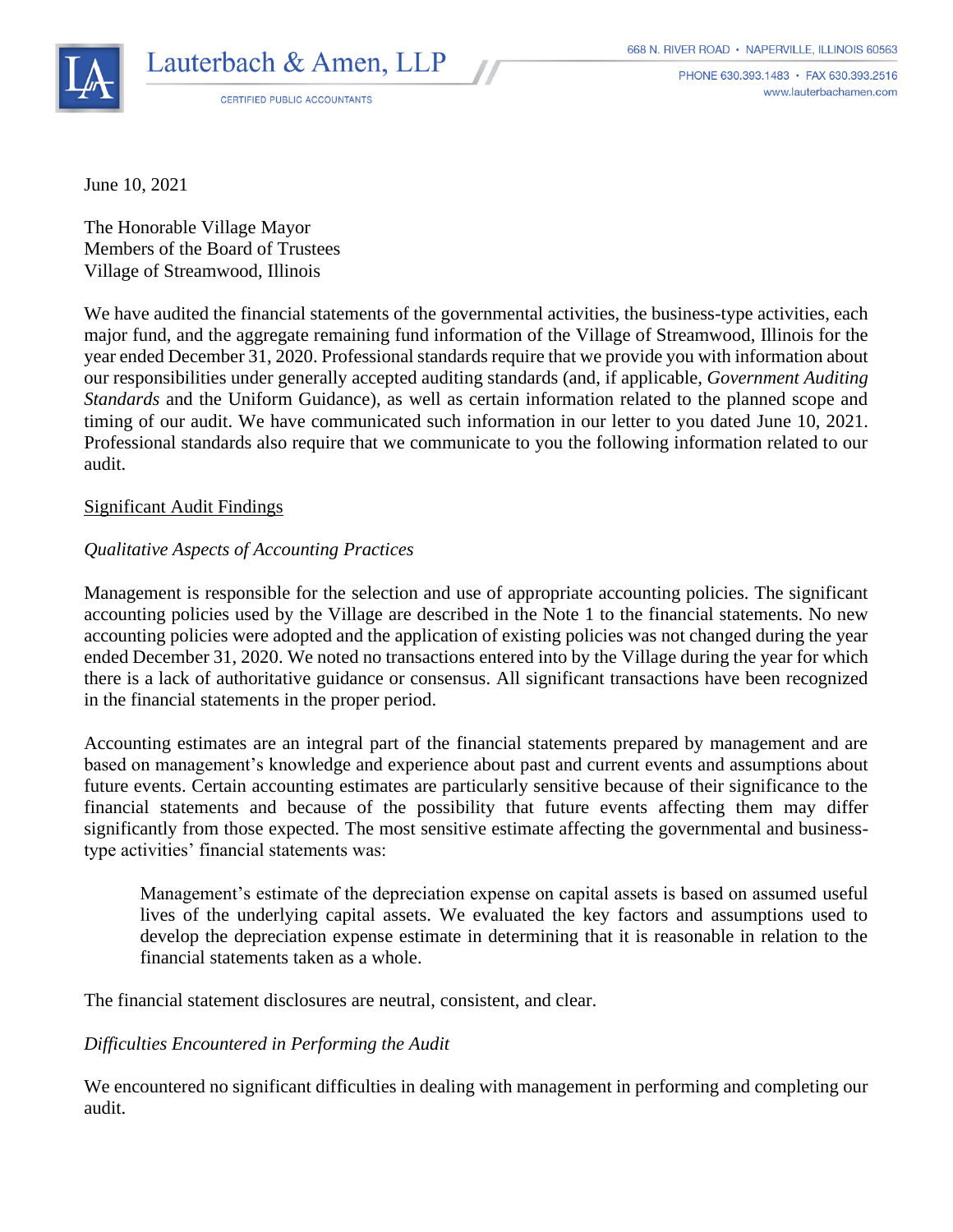Lauterbach & Amen, LLP

CERTIFIED PUBLIC ACCOUNTANTS

668 N. RIVER ROAD • NAPERVILLE, ILLINOIS 60563

PHONE 630.393.1483 • FAX 630.393.2516
www.lauterbachamen.com

June 10, 2021

The Honorable Village Mayor
Members of the Board of Trustees
Village of Streamwood, Illinois

We have audited the financial statements of the governmental activities, the business-type activities, each major fund, and the aggregate remaining fund information of the Village of Streamwood, Illinois for the year ended December 31, 2020. Professional standards require that we provide you with information about our responsibilities under generally accepted auditing standards (and, if applicable, *Government Auditing Standards* and the Uniform Guidance), as well as certain information related to the planned scope and timing of our audit. We have communicated such information in our letter to you dated June 10, 2021. Professional standards also require that we communicate to you the following information related to our audit.

## Significant Audit Findings

### *Qualitative Aspects of Accounting Practices*

Management is responsible for the selection and use of appropriate accounting policies. The significant accounting policies used by the Village are described in the Note 1 to the financial statements. No new accounting policies were adopted and the application of existing policies was not changed during the year ended December 31, 2020. We noted no transactions entered into by the Village during the year for which there is a lack of authoritative guidance or consensus. All significant transactions have been recognized in the financial statements in the proper period.

Accounting estimates are an integral part of the financial statements prepared by management and are based on management's knowledge and experience about past and current events and assumptions about future events. Certain accounting estimates are particularly sensitive because of their significance to the financial statements and because of the possibility that future events affecting them may differ significantly from those expected. The most sensitive estimate affecting the governmental and business-type activities' financial statements was:

> Management's estimate of the depreciation expense on capital assets is based on assumed useful lives of the underlying capital assets. We evaluated the key factors and assumptions used to develop the depreciation expense estimate in determining that it is reasonable in relation to the financial statements taken as a whole.

The financial statement disclosures are neutral, consistent, and clear.

### *Difficulties Encountered in Performing the Audit*

We encountered no significant difficulties in dealing with management in performing and completing our audit.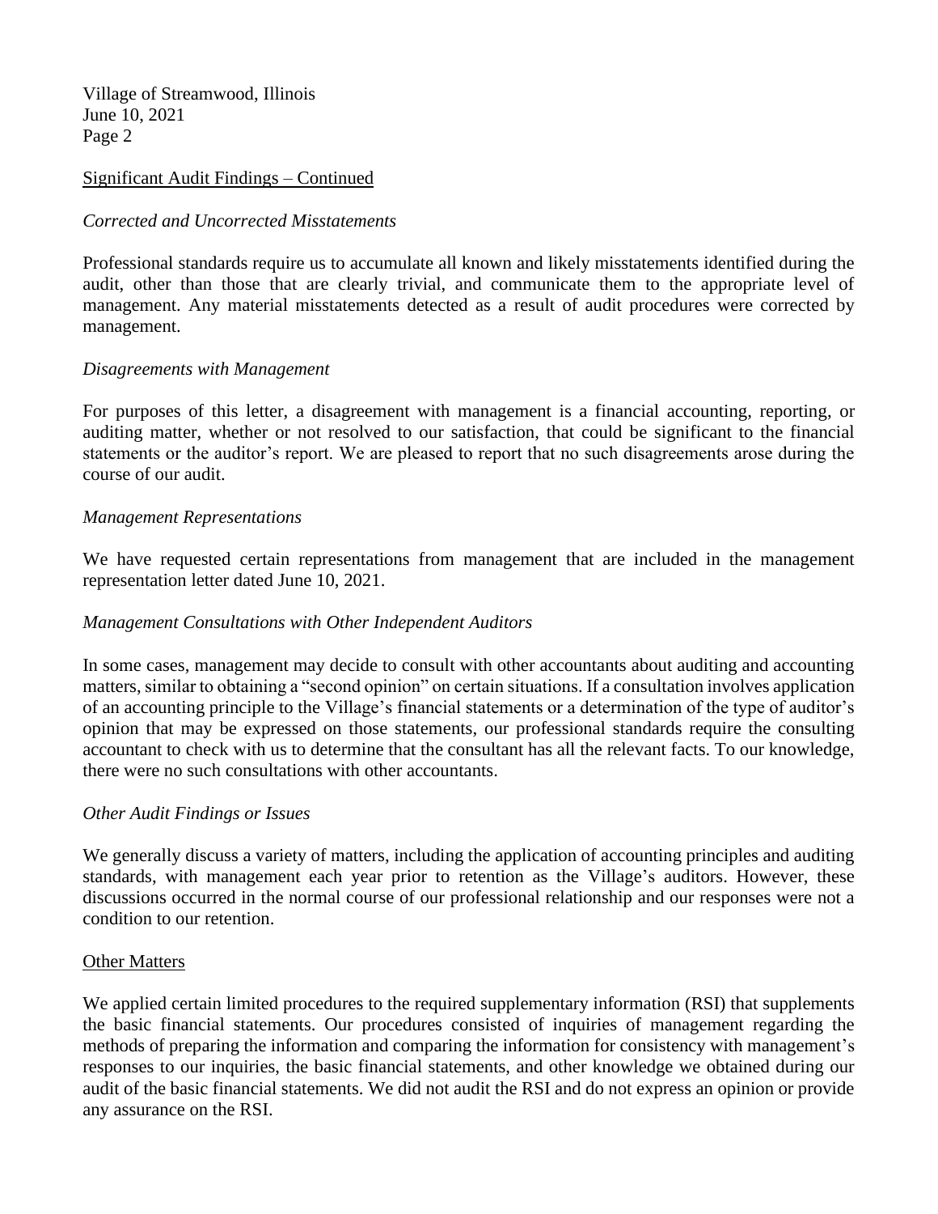Village of Streamwood, Illinois
June 10, 2021

Significant Audit Findings – Continued

*Corrected and Uncorrected Misstatements*

Professional standards require us to accumulate all known and likely misstatements identified during the audit, other than those that are clearly trivial, and communicate them to the appropriate level of management. Any material misstatements detected as a result of audit procedures were corrected by management.

*Disagreements with Management*

For purposes of this letter, a disagreement with management is a financial accounting, reporting, or auditing matter, whether or not resolved to our satisfaction, that could be significant to the financial statements or the auditor's report. We are pleased to report that no such disagreements arose during the course of our audit.

*Management Representations*

We have requested certain representations from management that are included in the management representation letter dated June 10, 2021.

*Management Consultations with Other Independent Auditors*

In some cases, management may decide to consult with other accountants about auditing and accounting matters, similar to obtaining a "second opinion" on certain situations. If a consultation involves application of an accounting principle to the Village's financial statements or a determination of the type of auditor's opinion that may be expressed on those statements, our professional standards require the consulting accountant to check with us to determine that the consultant has all the relevant facts. To our knowledge, there were no such consultations with other accountants.

*Other Audit Findings or Issues*

We generally discuss a variety of matters, including the application of accounting principles and auditing standards, with management each year prior to retention as the Village's auditors. However, these discussions occurred in the normal course of our professional relationship and our responses were not a condition to our retention.

Other Matters

We applied certain limited procedures to the required supplementary information (RSI) that supplements the basic financial statements. Our procedures consisted of inquiries of management regarding the methods of preparing the information and comparing the information for consistency with management's responses to our inquiries, the basic financial statements, and other knowledge we obtained during our audit of the basic financial statements. We did not audit the RSI and do not express an opinion or provide any assurance on the RSI.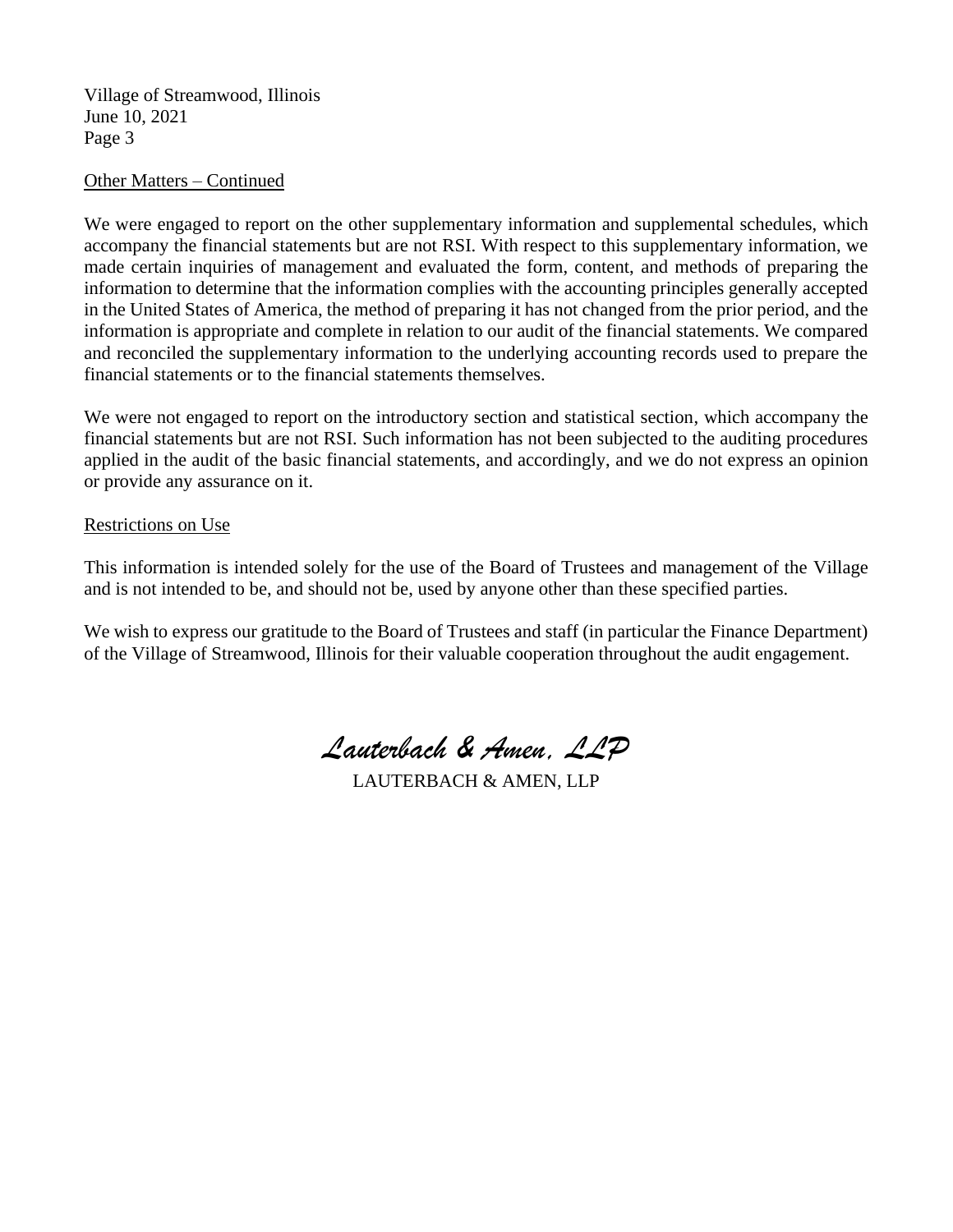Village of Streamwood, Illinois
June 10, 2021

Other Matters – Continued

We were engaged to report on the other supplementary information and supplemental schedules, which accompany the financial statements but are not RSI. With respect to this supplementary information, we made certain inquiries of management and evaluated the form, content, and methods of preparing the information to determine that the information complies with the accounting principles generally accepted in the United States of America, the method of preparing it has not changed from the prior period, and the information is appropriate and complete in relation to our audit of the financial statements. We compared and reconciled the supplementary information to the underlying accounting records used to prepare the financial statements or to the financial statements themselves.

We were not engaged to report on the introductory section and statistical section, which accompany the financial statements but are not RSI. Such information has not been subjected to the auditing procedures applied in the audit of the basic financial statements, and accordingly, and we do not express an opinion or provide any assurance on it.

Restrictions on Use

This information is intended solely for the use of the Board of Trustees and management of the Village and is not intended to be, and should not be, used by anyone other than these specified parties.

We wish to express our gratitude to the Board of Trustees and staff (in particular the Finance Department) of the Village of Streamwood, Illinois for their valuable cooperation throughout the audit engagement.

*Lauterbach & Amen, LLP*

LAUTERBACH & AMEN, LLP